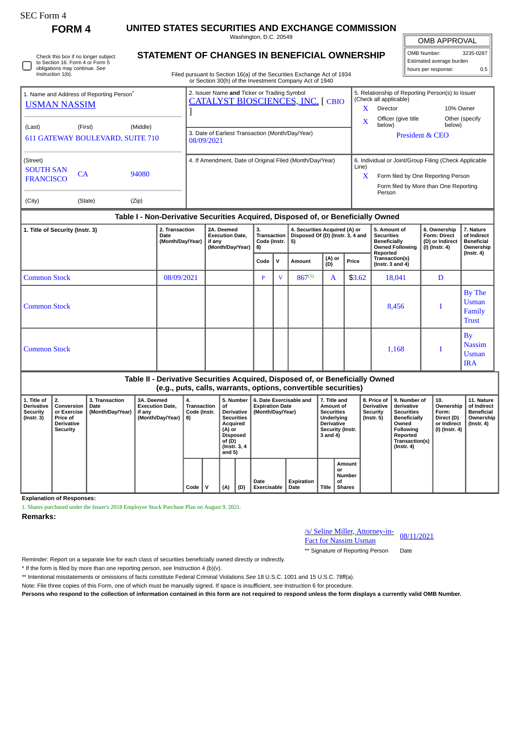SEC Form 4

# FORM 4

## UNITED STATES SECURITIES AND EXCHANGE COMMISSION

Washington, D.C. 20549

## STATEMENT OF CHANGES IN BENEFICIAL OWNERSHIP

Filed pursuant to Section 16(a) of the Securities Exchange Act of 1934 or Section 30(h) of the Investment Company Act of 1940

| OMB APPROVAL | |
|---|---|
| OMB Number: | 3235-0287 |
| Estimated average burden | |
| hours per response: | 0.5 |

☐ Check this box if no longer subject to Section 16. Form 4 or Form 5 obligations may continue. *See* Instruction 1(b).

1. Name and Address of Reporting Person*
USMAN NASSIM

(Last) (First) (Middle)
611 GATEWAY BOULEVARD, SUITE 710

(Street)
SOUTH SAN FRANCISCO CA 94080

(City) (State) (Zip)

2. Issuer Name **and** Ticker or Trading Symbol
CATALYST BIOSCIENCES, INC. [ CBIO ]

3. Date of Earliest Transaction (Month/Day/Year)
08/09/2021

4. If Amendment, Date of Original Filed (Month/Day/Year)

5. Relationship of Reporting Person(s) to Issuer (Check all applicable)
X Director
10% Owner
X Officer (give title below)
Other (specify below)
President & CEO

6. Individual or Joint/Group Filing (Check Applicable Line)
X Form filed by One Reporting Person
Form filed by More than One Reporting Person

### Table I - Non-Derivative Securities Acquired, Disposed of, or Beneficially Owned

| 1. Title of Security (Instr. 3) | 2. Transaction Date (Month/Day/Year) | 2A. Deemed Execution Date, if any (Month/Day/Year) | 3. Transaction Code (Instr. 8) | | 4. Securities Acquired (A) or Disposed Of (D) (Instr. 3, 4 and 5) | | | 5. Amount of Securities Beneficially Owned Following Reported Transaction(s) (Instr. 3 and 4) | 6. Ownership Form: Direct (D) or Indirect (I) (Instr. 4) | 7. Nature of Indirect Beneficial Ownership (Instr. 4) |
|---|---|---|---|---|---|---|---|---|---|---|
| | | | Code | V | Amount | (A) or (D) | Price | | | |
| Common Stock | 08/09/2021 | | P | V | 867[1] | A | $3.62 | 18,041 | D | |
| Common Stock | | | | | | | | 8,456 | I | By The Usman Family Trust |
| Common Stock | | | | | | | | 1,168 | I | By Nassim Usman IRA |

### Table II - Derivative Securities Acquired, Disposed of, or Beneficially Owned (e.g., puts, calls, warrants, options, convertible securities)

| 1. Title of Derivative Security (Instr. 3) | 2. Conversion or Exercise Price of Derivative Security | 3. Transaction Date (Month/Day/Year) | 3A. Deemed Execution Date, if any (Month/Day/Year) | 4. Transaction Code (Instr. 8) | | 5. Number of Derivative Securities Acquired (A) or Disposed of (D) (Instr. 3, 4 and 5) | | 6. Date Exercisable and Expiration Date (Month/Day/Year) | | 7. Title and Amount of Securities Underlying Derivative Security (Instr. 3 and 4) | | 8. Price of Derivative Security (Instr. 5) | 9. Number of derivative Securities Beneficially Owned Following Reported Transaction(s) (Instr. 4) | 10. Ownership Form: Direct (D) or Indirect (I) (Instr. 4) | 11. Nature of Indirect Beneficial Ownership (Instr. 4) |
|---|---|---|---|---|---|---|---|---|---|---|---|---|---|---|---|
| | | | | Code | V | (A) | (D) | Date Exercisable | Expiration Date | Title | Amount or Number of Shares | | | | |

**Explanation of Responses:**

1. Shares purchased under the Issuer's 2018 Employee Stock Purchase Plan on August 9, 2021.

**Remarks:**

/s/ Seline Miller, Attorney-in-Fact for Nassim Usman — 08/11/2021

** Signature of Reporting Person — Date

Reminder: Report on a separate line for each class of securities beneficially owned directly or indirectly.

* If the form is filed by more than one reporting person, *see* Instruction 4 (b)(v).

** Intentional misstatements or omissions of facts constitute Federal Criminal Violations *See* 18 U.S.C. 1001 and 15 U.S.C. 78ff(a).

Note: File three copies of this Form, one of which must be manually signed. If space is insufficient, *see* Instruction 6 for procedure.

**Persons who respond to the collection of information contained in this form are not required to respond unless the form displays a currently valid OMB Number.**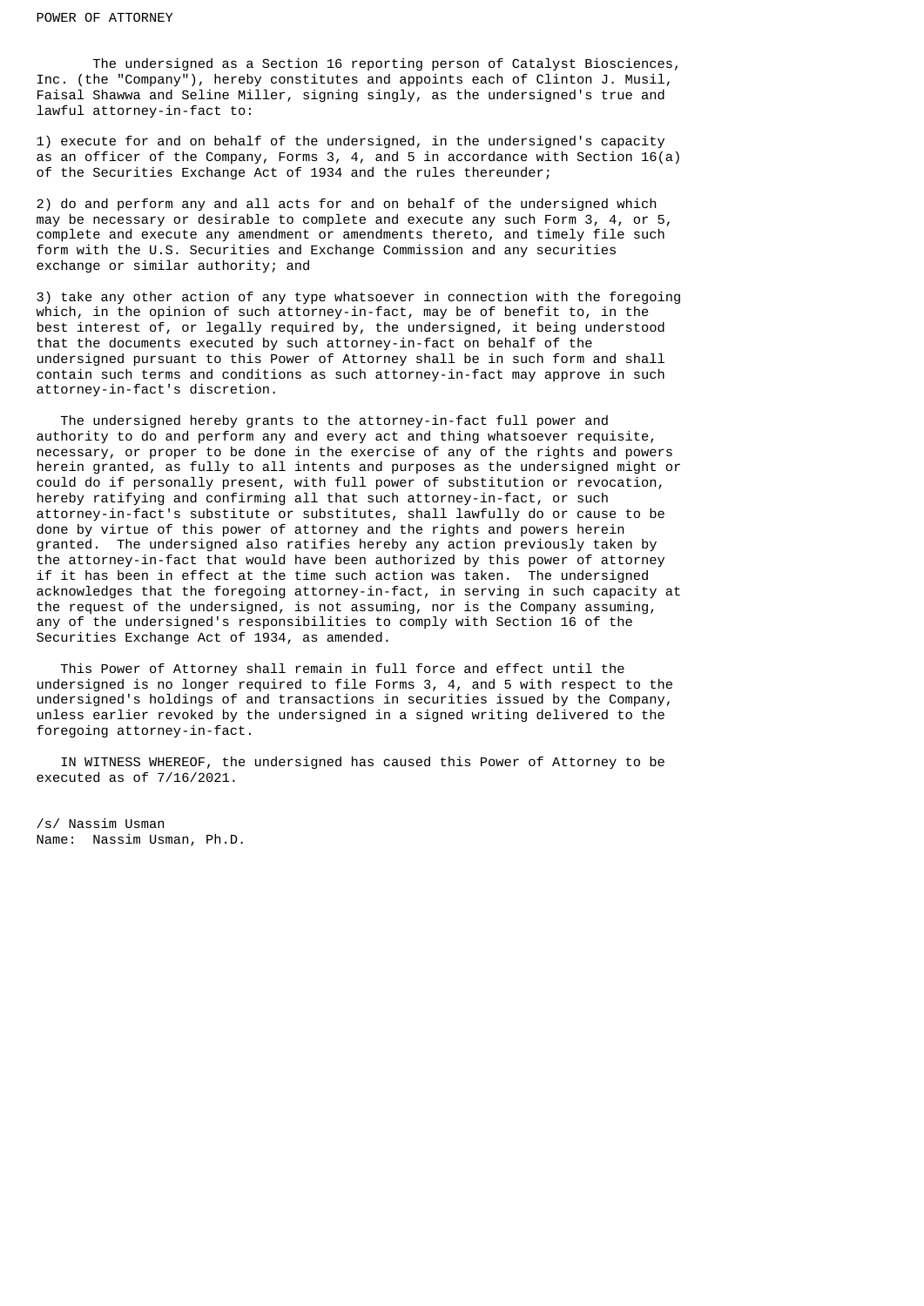POWER OF ATTORNEY

The undersigned as a Section 16 reporting person of Catalyst Biosciences, Inc. (the "Company"), hereby constitutes and appoints each of Clinton J. Musil, Faisal Shawwa and Seline Miller, signing singly, as the undersigned's true and lawful attorney-in-fact to:

1) execute for and on behalf of the undersigned, in the undersigned's capacity as an officer of the Company, Forms 3, 4, and 5 in accordance with Section 16(a) of the Securities Exchange Act of 1934 and the rules thereunder;

2) do and perform any and all acts for and on behalf of the undersigned which may be necessary or desirable to complete and execute any such Form 3, 4, or 5, complete and execute any amendment or amendments thereto, and timely file such form with the U.S. Securities and Exchange Commission and any securities exchange or similar authority; and

3) take any other action of any type whatsoever in connection with the foregoing which, in the opinion of such attorney-in-fact, may be of benefit to, in the best interest of, or legally required by, the undersigned, it being understood that the documents executed by such attorney-in-fact on behalf of the undersigned pursuant to this Power of Attorney shall be in such form and shall contain such terms and conditions as such attorney-in-fact may approve in such attorney-in-fact's discretion.

The undersigned hereby grants to the attorney-in-fact full power and authority to do and perform any and every act and thing whatsoever requisite, necessary, or proper to be done in the exercise of any of the rights and powers herein granted, as fully to all intents and purposes as the undersigned might or could do if personally present, with full power of substitution or revocation, hereby ratifying and confirming all that such attorney-in-fact, or such attorney-in-fact's substitute or substitutes, shall lawfully do or cause to be done by virtue of this power of attorney and the rights and powers herein granted. The undersigned also ratifies hereby any action previously taken by the attorney-in-fact that would have been authorized by this power of attorney if it has been in effect at the time such action was taken. The undersigned acknowledges that the foregoing attorney-in-fact, in serving in such capacity at the request of the undersigned, is not assuming, nor is the Company assuming, any of the undersigned's responsibilities to comply with Section 16 of the Securities Exchange Act of 1934, as amended.

This Power of Attorney shall remain in full force and effect until the undersigned is no longer required to file Forms 3, 4, and 5 with respect to the undersigned's holdings of and transactions in securities issued by the Company, unless earlier revoked by the undersigned in a signed writing delivered to the foregoing attorney-in-fact.

IN WITNESS WHEREOF, the undersigned has caused this Power of Attorney to be executed as of 7/16/2021.

/s/ Nassim Usman
Name: Nassim Usman, Ph.D.